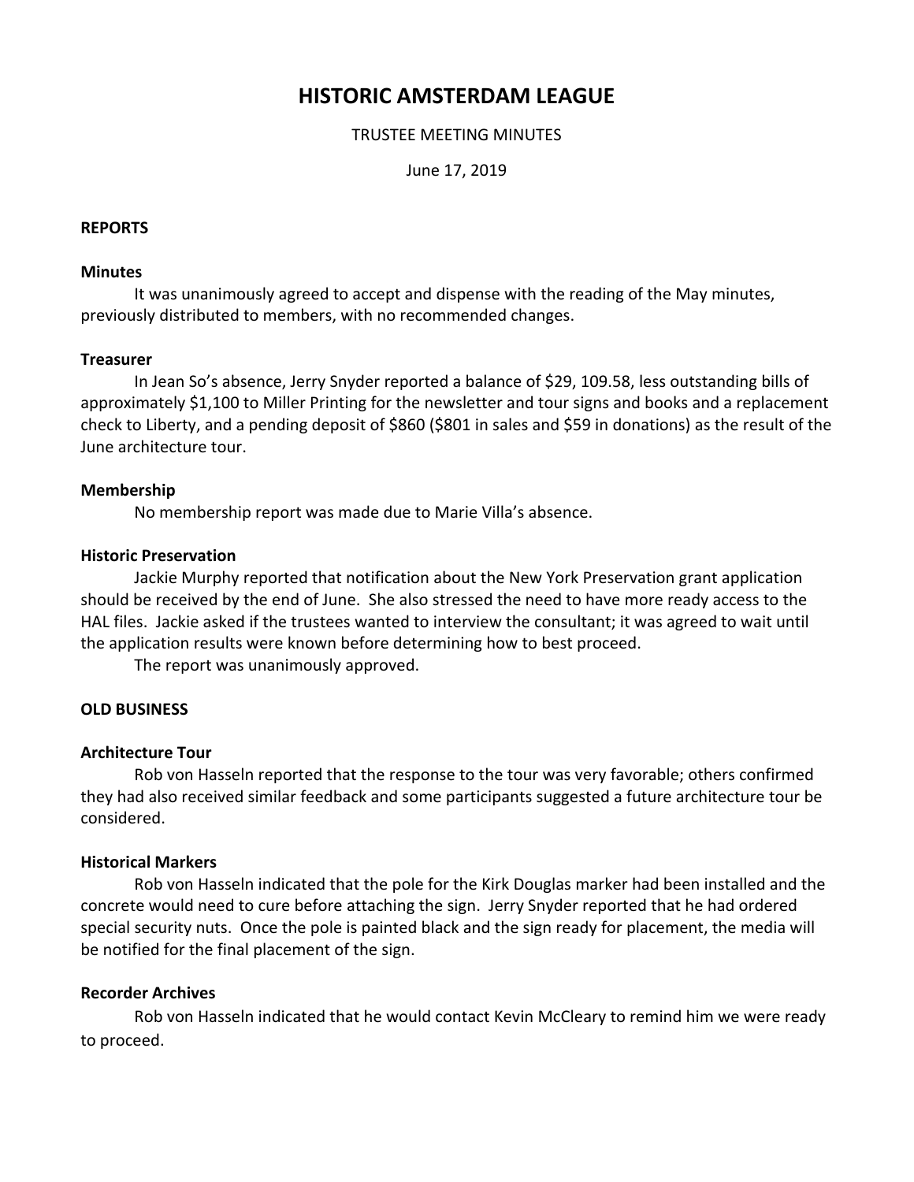# HISTORIC AMSTERDAM LEAGUE

TRUSTEE MEETING MINUTES

June 17, 2019

**REPORTS**

**Minutes**

It was unanimously agreed to accept and dispense with the reading of the May minutes, previously distributed to members, with no recommended changes.

**Treasurer**

In Jean So's absence, Jerry Snyder reported a balance of $29, 109.58, less outstanding bills of approximately $1,100 to Miller Printing for the newsletter and tour signs and books and a replacement check to Liberty, and a pending deposit of $860 ($801 in sales and $59 in donations) as the result of the June architecture tour.

**Membership**

No membership report was made due to Marie Villa's absence.

**Historic Preservation**

Jackie Murphy reported that notification about the New York Preservation grant application should be received by the end of June. She also stressed the need to have more ready access to the HAL files. Jackie asked if the trustees wanted to interview the consultant; it was agreed to wait until the application results were known before determining how to best proceed.

The report was unanimously approved.

**OLD BUSINESS**

**Architecture Tour**

Rob von Hasseln reported that the response to the tour was very favorable; others confirmed they had also received similar feedback and some participants suggested a future architecture tour be considered.

**Historical Markers**

Rob von Hasseln indicated that the pole for the Kirk Douglas marker had been installed and the concrete would need to cure before attaching the sign. Jerry Snyder reported that he had ordered special security nuts. Once the pole is painted black and the sign ready for placement, the media will be notified for the final placement of the sign.

**Recorder Archives**

Rob von Hasseln indicated that he would contact Kevin McCleary to remind him we were ready to proceed.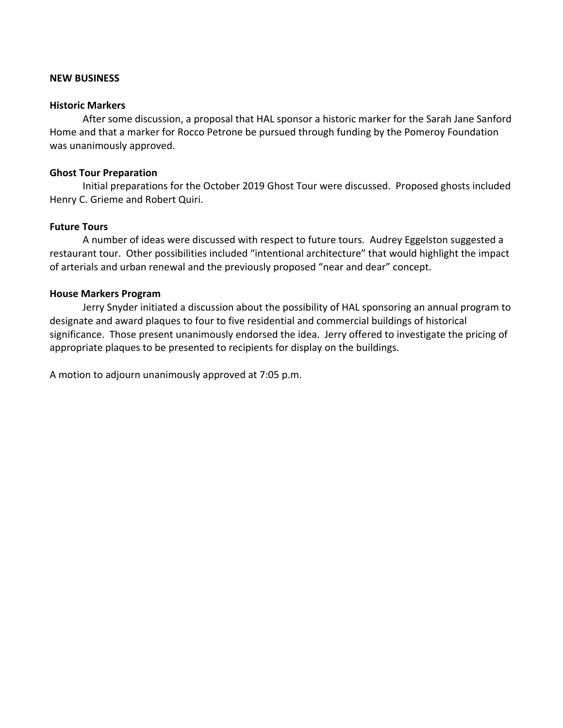**NEW BUSINESS**

**Historic Markers**

After some discussion, a proposal that HAL sponsor a historic marker for the Sarah Jane Sanford Home and that a marker for Rocco Petrone be pursued through funding by the Pomeroy Foundation was unanimously approved.

**Ghost Tour Preparation**

Initial preparations for the October 2019 Ghost Tour were discussed. Proposed ghosts included Henry C. Grieme and Robert Quiri.

**Future Tours**

A number of ideas were discussed with respect to future tours. Audrey Eggelston suggested a restaurant tour. Other possibilities included "intentional architecture" that would highlight the impact of arterials and urban renewal and the previously proposed "near and dear" concept.

**House Markers Program**

Jerry Snyder initiated a discussion about the possibility of HAL sponsoring an annual program to designate and award plaques to four to five residential and commercial buildings of historical significance. Those present unanimously endorsed the idea. Jerry offered to investigate the pricing of appropriate plaques to be presented to recipients for display on the buildings.

A motion to adjourn unanimously approved at 7:05 p.m.